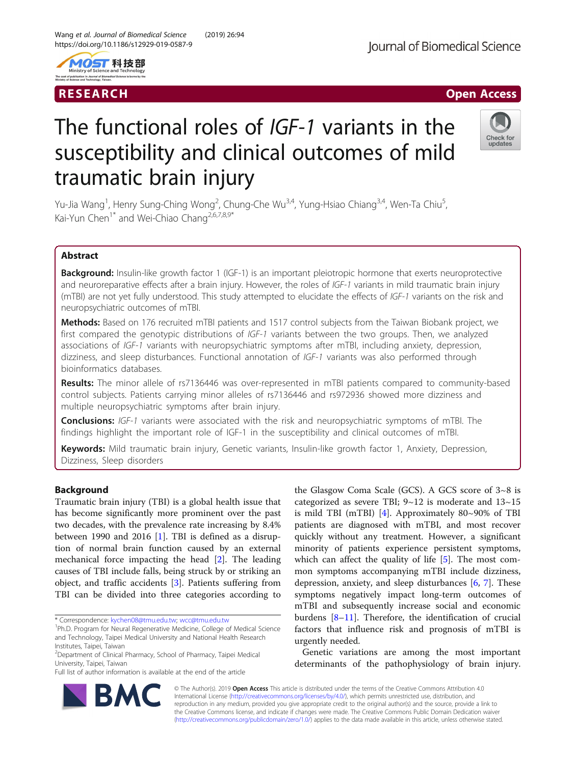RESEARCH

Open Access

# The functional roles of *IGF-1* variants in the susceptibility and clinical outcomes of mild traumatic brain injury

Yu-Jia Wang[1], Henry Sung-Ching Wong[2], Chung-Che Wu[3,4], Yung-Hsiao Chiang[3,4], Wen-Ta Chiu[5], Kai-Yun Chen[1*] and Wei-Chiao Chang[2,6,7,8,9*]

## Abstract

**Background:** Insulin-like growth factor 1 (IGF-1) is an important pleiotropic hormone that exerts neuroprotective and neuroreparative effects after a brain injury. However, the roles of *IGF-1* variants in mild traumatic brain injury (mTBI) are not yet fully understood. This study attempted to elucidate the effects of *IGF-1* variants on the risk and neuropsychiatric outcomes of mTBI.

**Methods:** Based on 176 recruited mTBI patients and 1517 control subjects from the Taiwan Biobank project, we first compared the genotypic distributions of *IGF-1* variants between the two groups. Then, we analyzed associations of *IGF-1* variants with neuropsychiatric symptoms after mTBI, including anxiety, depression, dizziness, and sleep disturbances. Functional annotation of *IGF-1* variants was also performed through bioinformatics databases.

**Results:** The minor allele of rs7136446 was over-represented in mTBI patients compared to community-based control subjects. Patients carrying minor alleles of rs7136446 and rs972936 showed more dizziness and multiple neuropsychiatric symptoms after brain injury.

**Conclusions:** *IGF-1* variants were associated with the risk and neuropsychiatric symptoms of mTBI. The findings highlight the important role of IGF-1 in the susceptibility and clinical outcomes of mTBI.

**Keywords:** Mild traumatic brain injury, Genetic variants, Insulin-like growth factor 1, Anxiety, Depression, Dizziness, Sleep disorders

## Background

Traumatic brain injury (TBI) is a global health issue that has become significantly more prominent over the past two decades, with the prevalence rate increasing by 8.4% between 1990 and 2016 [1]. TBI is defined as a disruption of normal brain function caused by an external mechanical force impacting the head [2]. The leading causes of TBI include falls, being struck by or striking an object, and traffic accidents [3]. Patients suffering from TBI can be divided into three categories according to the Glasgow Coma Scale (GCS). A GCS score of 3~8 is categorized as severe TBI; 9~12 is moderate and 13~15 is mild TBI (mTBI) [4]. Approximately 80~90% of TBI patients are diagnosed with mTBI, and most recover quickly without any treatment. However, a significant minority of patients experience persistent symptoms, which can affect the quality of life [5]. The most common symptoms accompanying mTBI include dizziness, depression, anxiety, and sleep disturbances [6, 7]. These symptoms negatively impact long-term outcomes of mTBI and subsequently increase social and economic burdens [8–11]. Therefore, the identification of crucial factors that influence risk and prognosis of mTBI is urgently needed.

Genetic variations are among the most important determinants of the pathophysiology of brain injury.

* Correspondence: kychen08@tmu.edu.tw; wcc@tmu.edu.tw
[1]Ph.D. Program for Neural Regenerative Medicine, College of Medical Science and Technology, Taipei Medical University and National Health Research Institutes, Taipei, Taiwan
[2]Department of Clinical Pharmacy, School of Pharmacy, Taipei Medical University, Taipei, Taiwan
Full list of author information is available at the end of the article

© The Author(s). 2019 **Open Access** This article is distributed under the terms of the Creative Commons Attribution 4.0 International License (http://creativecommons.org/licenses/by/4.0/), which permits unrestricted use, distribution, and reproduction in any medium, provided you give appropriate credit to the original author(s) and the source, provide a link to the Creative Commons license, and indicate if changes were made. The Creative Commons Public Domain Dedication waiver (http://creativecommons.org/publicdomain/zero/1.0/) applies to the data made available in this article, unless otherwise stated.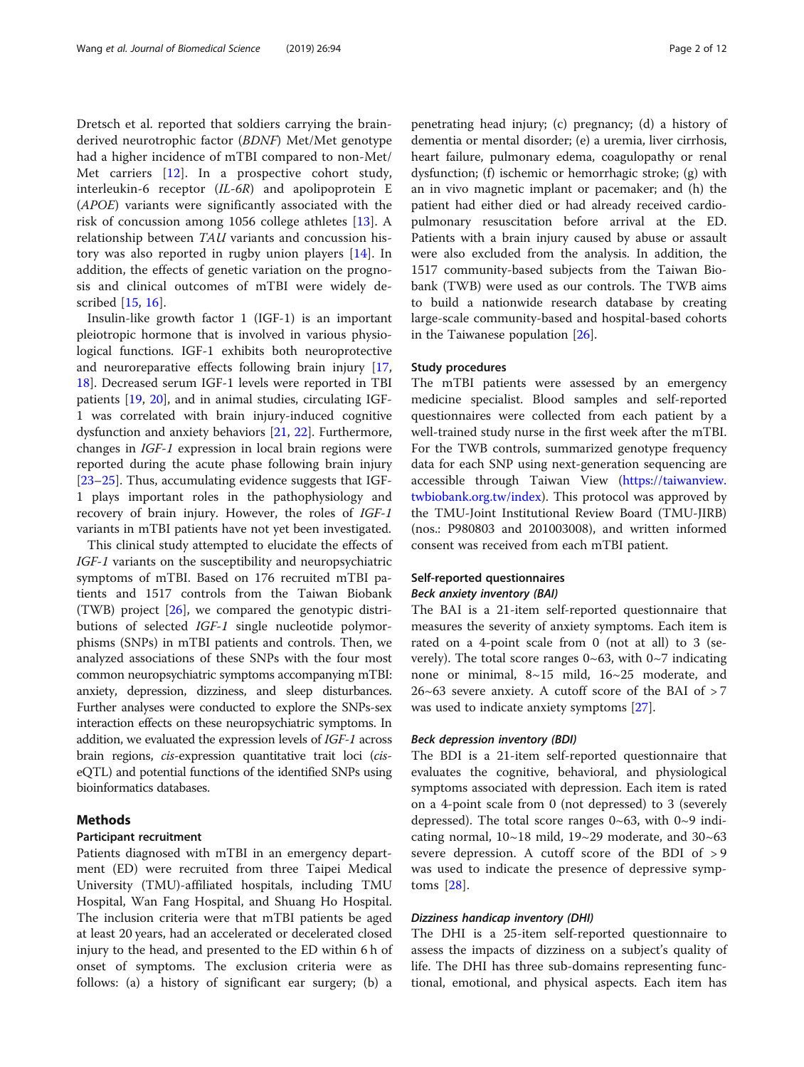Dretsch et al. reported that soldiers carrying the brain-derived neurotrophic factor (*BDNF*) Met/Met genotype had a higher incidence of mTBI compared to non-Met/Met carriers [12]. In a prospective cohort study, interleukin-6 receptor (*IL-6R*) and apolipoprotein E (*APOE*) variants were significantly associated with the risk of concussion among 1056 college athletes [13]. A relationship between *TAU* variants and concussion history was also reported in rugby union players [14]. In addition, the effects of genetic variation on the prognosis and clinical outcomes of mTBI were widely described [15, 16].

Insulin-like growth factor 1 (IGF-1) is an important pleiotropic hormone that is involved in various physiological functions. IGF-1 exhibits both neuroprotective and neuroreparative effects following brain injury [17, 18]. Decreased serum IGF-1 levels were reported in TBI patients [19, 20], and in animal studies, circulating IGF-1 was correlated with brain injury-induced cognitive dysfunction and anxiety behaviors [21, 22]. Furthermore, changes in *IGF-1* expression in local brain regions were reported during the acute phase following brain injury [23–25]. Thus, accumulating evidence suggests that IGF-1 plays important roles in the pathophysiology and recovery of brain injury. However, the roles of *IGF-1* variants in mTBI patients have not yet been investigated.

This clinical study attempted to elucidate the effects of *IGF-1* variants on the susceptibility and neuropsychiatric symptoms of mTBI. Based on 176 recruited mTBI patients and 1517 controls from the Taiwan Biobank (TWB) project [26], we compared the genotypic distributions of selected *IGF-1* single nucleotide polymorphisms (SNPs) in mTBI patients and controls. Then, we analyzed associations of these SNPs with the four most common neuropsychiatric symptoms accompanying mTBI: anxiety, depression, dizziness, and sleep disturbances. Further analyses were conducted to explore the SNPs-sex interaction effects on these neuropsychiatric symptoms. In addition, we evaluated the expression levels of *IGF-1* across brain regions, *cis*-expression quantitative trait loci (*cis*-eQTL) and potential functions of the identified SNPs using bioinformatics databases.

## Methods

### Participant recruitment

Patients diagnosed with mTBI in an emergency department (ED) were recruited from three Taipei Medical University (TMU)-affiliated hospitals, including TMU Hospital, Wan Fang Hospital, and Shuang Ho Hospital. The inclusion criteria were that mTBI patients be aged at least 20 years, had an accelerated or decelerated closed injury to the head, and presented to the ED within 6 h of onset of symptoms. The exclusion criteria were as follows: (a) a history of significant ear surgery; (b) a penetrating head injury; (c) pregnancy; (d) a history of dementia or mental disorder; (e) a uremia, liver cirrhosis, heart failure, pulmonary edema, coagulopathy or renal dysfunction; (f) ischemic or hemorrhagic stroke; (g) with an in vivo magnetic implant or pacemaker; and (h) the patient had either died or had already received cardiopulmonary resuscitation before arrival at the ED. Patients with a brain injury caused by abuse or assault were also excluded from the analysis. In addition, the 1517 community-based subjects from the Taiwan Biobank (TWB) were used as our controls. The TWB aims to build a nationwide research database by creating large-scale community-based and hospital-based cohorts in the Taiwanese population [26].

### Study procedures

The mTBI patients were assessed by an emergency medicine specialist. Blood samples and self-reported questionnaires were collected from each patient by a well-trained study nurse in the first week after the mTBI. For the TWB controls, summarized genotype frequency data for each SNP using next-generation sequencing are accessible through Taiwan View (https://taiwanview.twbiobank.org.tw/index). This protocol was approved by the TMU-Joint Institutional Review Board (TMU-JIRB) (nos.: P980803 and 201003008), and written informed consent was received from each mTBI patient.

### Self-reported questionnaires

#### Beck anxiety inventory (BAI)

The BAI is a 21-item self-reported questionnaire that measures the severity of anxiety symptoms. Each item is rated on a 4-point scale from 0 (not at all) to 3 (severely). The total score ranges 0~63, with 0~7 indicating none or minimal, 8~15 mild, 16~25 moderate, and 26~63 severe anxiety. A cutoff score of the BAI of > 7 was used to indicate anxiety symptoms [27].

#### Beck depression inventory (BDI)

The BDI is a 21-item self-reported questionnaire that evaluates the cognitive, behavioral, and physiological symptoms associated with depression. Each item is rated on a 4-point scale from 0 (not depressed) to 3 (severely depressed). The total score ranges 0~63, with 0~9 indicating normal, 10~18 mild, 19~29 moderate, and 30~63 severe depression. A cutoff score of the BDI of > 9 was used to indicate the presence of depressive symptoms [28].

#### Dizziness handicap inventory (DHI)

The DHI is a 25-item self-reported questionnaire to assess the impacts of dizziness on a subject's quality of life. The DHI has three sub-domains representing functional, emotional, and physical aspects. Each item has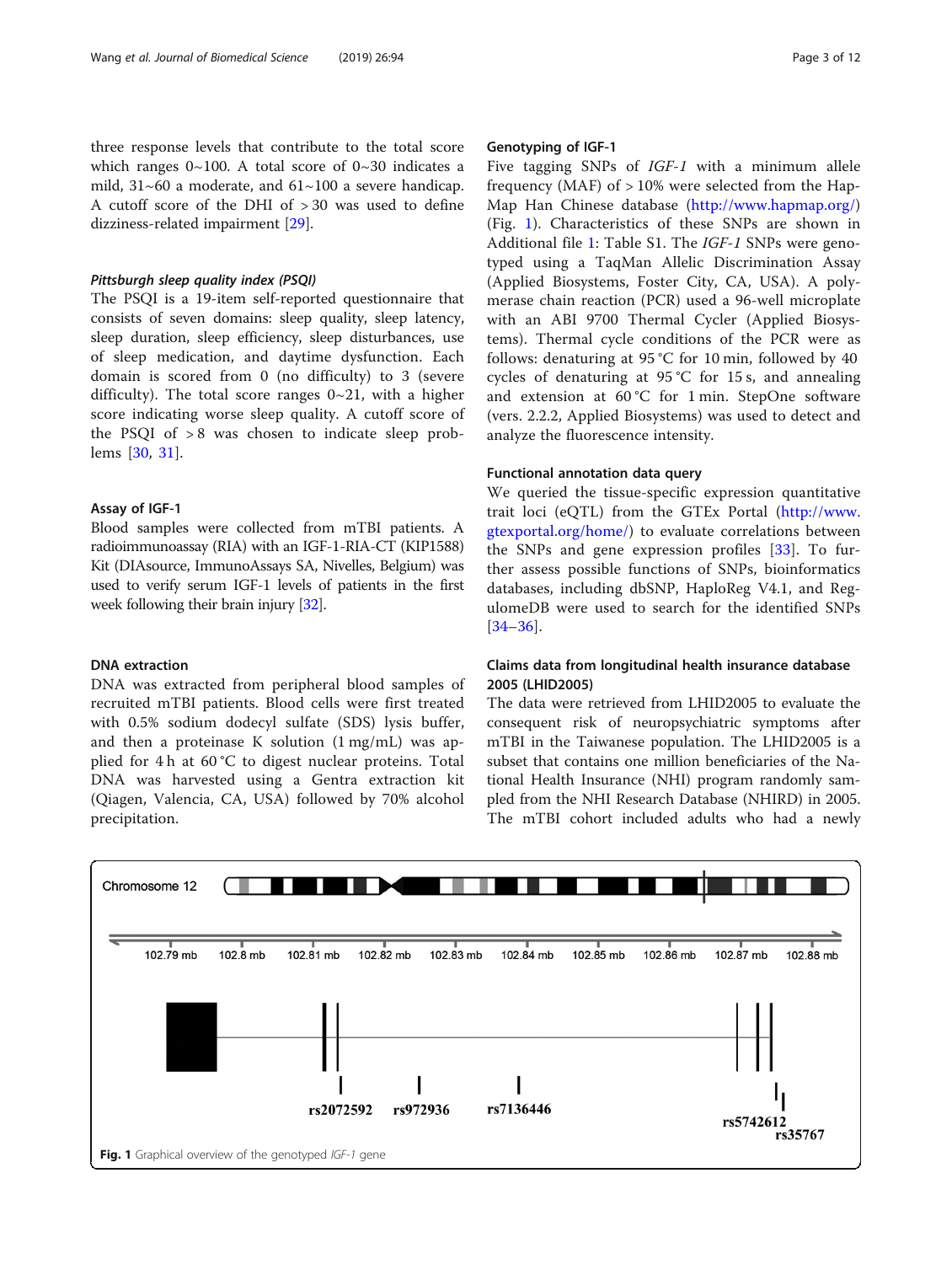three response levels that contribute to the total score which ranges 0~100. A total score of 0~30 indicates a mild, 31~60 a moderate, and 61~100 a severe handicap. A cutoff score of the DHI of > 30 was used to define dizziness-related impairment [29].

#### *Pittsburgh sleep quality index (PSQI)*

The PSQI is a 19-item self-reported questionnaire that consists of seven domains: sleep quality, sleep latency, sleep duration, sleep efficiency, sleep disturbances, use of sleep medication, and daytime dysfunction. Each domain is scored from 0 (no difficulty) to 3 (severe difficulty). The total score ranges 0~21, with a higher score indicating worse sleep quality. A cutoff score of the PSQI of > 8 was chosen to indicate sleep problems [30, 31].

### Assay of IGF-1

Blood samples were collected from mTBI patients. A radioimmunoassay (RIA) with an IGF-1-RIA-CT (KIP1588) Kit (DIAsource, ImmunoAssays SA, Nivelles, Belgium) was used to verify serum IGF-1 levels of patients in the first week following their brain injury [32].

### DNA extraction

DNA was extracted from peripheral blood samples of recruited mTBI patients. Blood cells were first treated with 0.5% sodium dodecyl sulfate (SDS) lysis buffer, and then a proteinase K solution (1 mg/mL) was applied for 4 h at 60 °C to digest nuclear proteins. Total DNA was harvested using a Gentra extraction kit (Qiagen, Valencia, CA, USA) followed by 70% alcohol precipitation.

### Genotyping of IGF-1

Five tagging SNPs of *IGF-1* with a minimum allele frequency (MAF) of > 10% were selected from the HapMap Han Chinese database (http://www.hapmap.org/) (Fig. 1). Characteristics of these SNPs are shown in Additional file 1: Table S1. The *IGF-1* SNPs were genotyped using a TaqMan Allelic Discrimination Assay (Applied Biosystems, Foster City, CA, USA). A polymerase chain reaction (PCR) used a 96-well microplate with an ABI 9700 Thermal Cycler (Applied Biosystems). Thermal cycle conditions of the PCR were as follows: denaturing at 95 °C for 10 min, followed by 40 cycles of denaturing at 95 °C for 15 s, and annealing and extension at 60 °C for 1 min. StepOne software (vers. 2.2.2, Applied Biosystems) was used to detect and analyze the fluorescence intensity.

### Functional annotation data query

We queried the tissue-specific expression quantitative trait loci (eQTL) from the GTEx Portal (http://www.gtexportal.org/home/) to evaluate correlations between the SNPs and gene expression profiles [33]. To further assess possible functions of SNPs, bioinformatics databases, including dbSNP, HaploReg V4.1, and RegulomeDB were used to search for the identified SNPs [34–36].

### Claims data from longitudinal health insurance database 2005 (LHID2005)

The data were retrieved from LHID2005 to evaluate the consequent risk of neuropsychiatric symptoms after mTBI in the Taiwanese population. The LHID2005 is a subset that contains one million beneficiaries of the National Health Insurance (NHI) program randomly sampled from the NHI Research Database (NHIRD) in 2005. The mTBI cohort included adults who had a newly

Chromosome 12

102.79 mb
102.8 mb
102.81 mb
102.82 mb
102.83 mb
102.84 mb
102.85 mb
102.86 mb
102.87 mb
102.88 mb

rs2072592
rs972936
rs7136446
rs5742612
rs35767

**Fig. 1** Graphical overview of the genotyped *IGF-1* gene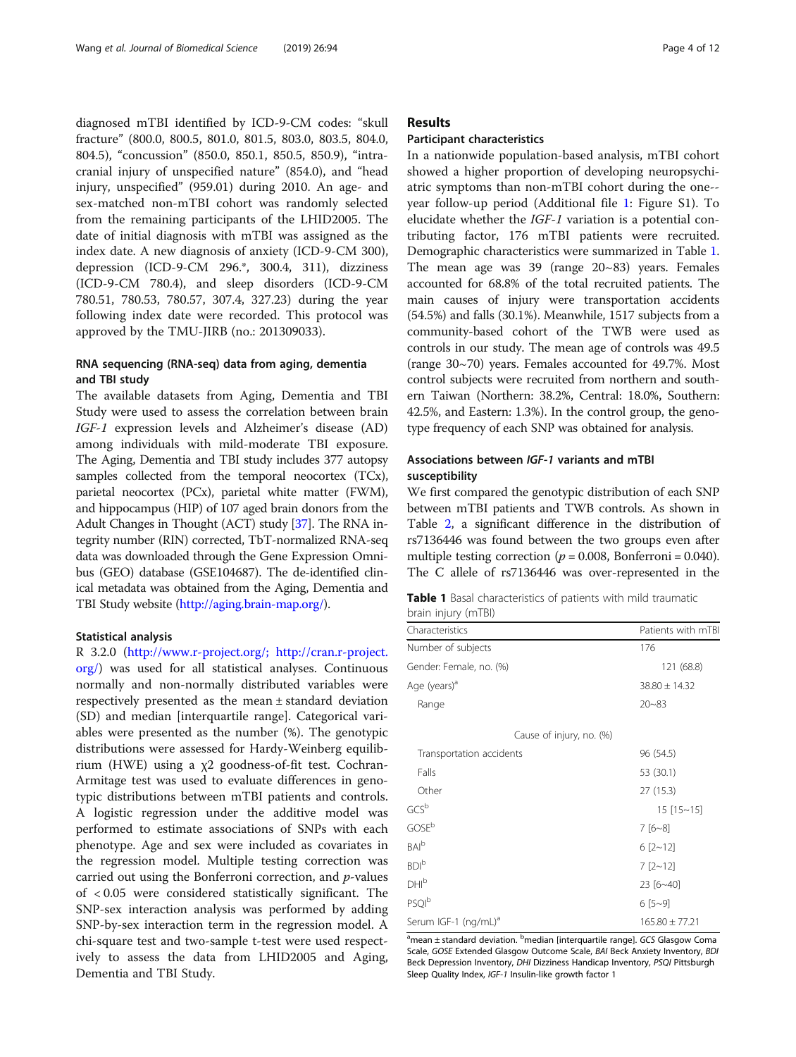diagnosed mTBI identified by ICD-9-CM codes: "skull fracture" (800.0, 800.5, 801.0, 801.5, 803.0, 803.5, 804.0, 804.5), "concussion" (850.0, 850.1, 850.5, 850.9), "intracranial injury of unspecified nature" (854.0), and "head injury, unspecified" (959.01) during 2010. An age- and sex-matched non-mTBI cohort was randomly selected from the remaining participants of the LHID2005. The date of initial diagnosis with mTBI was assigned as the index date. A new diagnosis of anxiety (ICD-9-CM 300), depression (ICD-9-CM 296.*, 300.4, 311), dizziness (ICD-9-CM 780.4), and sleep disorders (ICD-9-CM 780.51, 780.53, 780.57, 307.4, 327.23) during the year following index date were recorded. This protocol was approved by the TMU-JIRB (no.: 201309033).

### RNA sequencing (RNA-seq) data from aging, dementia and TBI study

The available datasets from Aging, Dementia and TBI Study were used to assess the correlation between brain *IGF-1* expression levels and Alzheimer's disease (AD) among individuals with mild-moderate TBI exposure. The Aging, Dementia and TBI study includes 377 autopsy samples collected from the temporal neocortex (TCx), parietal neocortex (PCx), parietal white matter (FWM), and hippocampus (HIP) of 107 aged brain donors from the Adult Changes in Thought (ACT) study [37]. The RNA integrity number (RIN) corrected, TbT-normalized RNA-seq data was downloaded through the Gene Expression Omnibus (GEO) database (GSE104687). The de-identified clinical metadata was obtained from the Aging, Dementia and TBI Study website (http://aging.brain-map.org/).

### Statistical analysis

R 3.2.0 (http://www.r-project.org/; http://cran.r-project.org/) was used for all statistical analyses. Continuous normally and non-normally distributed variables were respectively presented as the mean ± standard deviation (SD) and median [interquartile range]. Categorical variables were presented as the number (%). The genotypic distributions were assessed for Hardy-Weinberg equilibrium (HWE) using a $\chi 2$ goodness-of-fit test. Cochran-Armitage test was used to evaluate differences in genotypic distributions between mTBI patients and controls. A logistic regression under the additive model was performed to estimate associations of SNPs with each phenotype. Age and sex were included as covariates in the regression model. Multiple testing correction was carried out using the Bonferroni correction, and *p*-values of < 0.05 were considered statistically significant. The SNP-sex interaction analysis was performed by adding SNP-by-sex interaction term in the regression model. A chi-square test and two-sample t-test were used respectively to assess the data from LHID2005 and Aging, Dementia and TBI Study.

## Results

### Participant characteristics

In a nationwide population-based analysis, mTBI cohort showed a higher proportion of developing neuropsychiatric symptoms than non-mTBI cohort during the one--year follow-up period (Additional file 1: Figure S1). To elucidate whether the *IGF-1* variation is a potential contributing factor, 176 mTBI patients were recruited. Demographic characteristics were summarized in Table 1. The mean age was 39 (range 20~83) years. Females accounted for 68.8% of the total recruited patients. The main causes of injury were transportation accidents (54.5%) and falls (30.1%). Meanwhile, 1517 subjects from a community-based cohort of the TWB were used as controls in our study. The mean age of controls was 49.5 (range 30~70) years. Females accounted for 49.7%. Most control subjects were recruited from northern and southern Taiwan (Northern: 38.2%, Central: 18.0%, Southern: 42.5%, and Eastern: 1.3%). In the control group, the genotype frequency of each SNP was obtained for analysis.

### Associations between *IGF-1* variants and mTBI susceptibility

We first compared the genotypic distribution of each SNP between mTBI patients and TWB controls. As shown in Table 2, a significant difference in the distribution of rs7136446 was found between the two groups even after multiple testing correction ($p = 0.008$, Bonferroni = 0.040). The C allele of rs7136446 was over-represented in the

**Table 1** Basal characteristics of patients with mild traumatic brain injury (mTBI)

| Characteristics | Patients with mTBI |
|---|---|
| Number of subjects | 176 |
| Gender: Female, no. (%) | 121 (68.8) |
| Age (years)[a] | 38.80 ± 14.32 |
| Range | 20~83 |
| Cause of injury, no. (%) | |
| Transportation accidents | 96 (54.5) |
| Falls | 53 (30.1) |
| Other | 27 (15.3) |
| GCS[b] | 15 [15~15] |
| GOSE[b] | 7 [6~8] |
| BAI[b] | 6 [2~12] |
| BDI[b] | 7 [2~12] |
| DHI[b] | 23 [6~40] |
| PSQI[b] | 6 [5~9] |
| Serum IGF-1 (ng/mL)[a] | 165.80 ± 77.21 |

[a]mean ± standard deviation. [b]median [interquartile range]. *GCS* Glasgow Coma Scale, *GOSE* Extended Glasgow Outcome Scale, *BAI* Beck Anxiety Inventory, *BDI* Beck Depression Inventory, *DHI* Dizziness Handicap Inventory, *PSQI* Pittsburgh Sleep Quality Index, *IGF-1* Insulin-like growth factor 1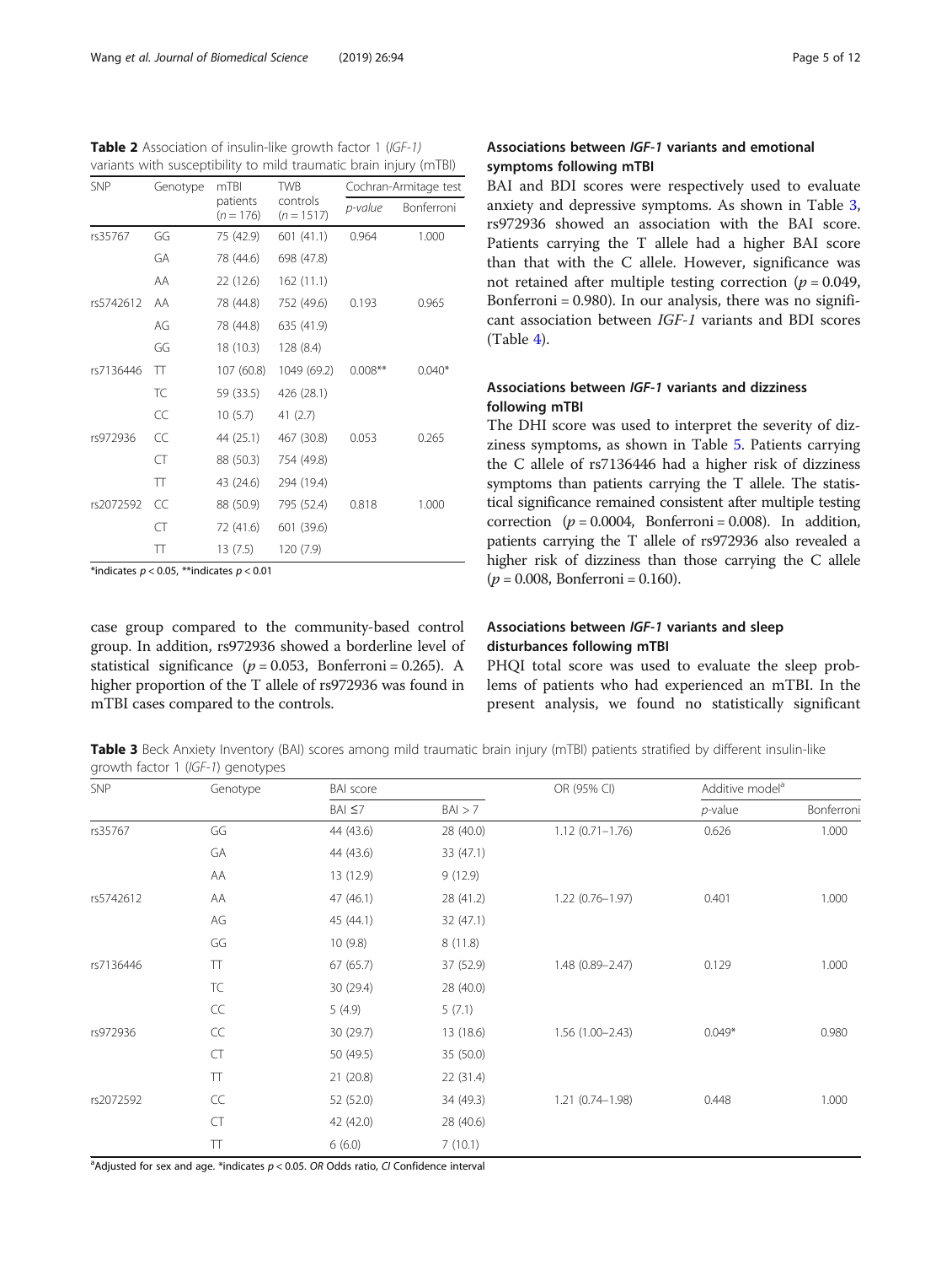**Table 2** Association of insulin-like growth factor 1 (*IGF-1*) variants with susceptibility to mild traumatic brain injury (mTBI)

| SNP | Genotype | mTBI patients ($n = 176$) | TWB controls ($n = 1517$) | Cochran-Armitage test | |
|---|---|---|---|---|---|
| | | | | *p-value* | Bonferroni |
| rs35767 | GG | 75 (42.9) | 601 (41.1) | 0.964 | 1.000 |
| | GA | 78 (44.6) | 698 (47.8) | | |
| | AA | 22 (12.6) | 162 (11.1) | | |
| rs5742612 | AA | 78 (44.8) | 752 (49.6) | 0.193 | 0.965 |
| | AG | 78 (44.8) | 635 (41.9) | | |
| | GG | 18 (10.3) | 128 (8.4) | | |
| rs7136446 | TT | 107 (60.8) | 1049 (69.2) | 0.008** | 0.040* |
| | TC | 59 (33.5) | 426 (28.1) | | |
| | CC | 10 (5.7) | 41 (2.7) | | |
| rs972936 | CC | 44 (25.1) | 467 (30.8) | 0.053 | 0.265 |
| | CT | 88 (50.3) | 754 (49.8) | | |
| | TT | 43 (24.6) | 294 (19.4) | | |
| rs2072592 | CC | 88 (50.9) | 795 (52.4) | 0.818 | 1.000 |
| | CT | 72 (41.6) | 601 (39.6) | | |
| | TT | 13 (7.5) | 120 (7.9) | | |

*indicates $p < 0.05$, **indicates $p < 0.01$

case group compared to the community-based control group. In addition, rs972936 showed a borderline level of statistical significance ($p = 0.053$, Bonferroni = 0.265). A higher proportion of the T allele of rs972936 was found in mTBI cases compared to the controls.

### Associations between *IGF-1* variants and emotional symptoms following mTBI

BAI and BDI scores were respectively used to evaluate anxiety and depressive symptoms. As shown in Table 3, rs972936 showed an association with the BAI score. Patients carrying the T allele had a higher BAI score than that with the C allele. However, significance was not retained after multiple testing correction ($p = 0.049$, Bonferroni = 0.980). In our analysis, there was no significant association between *IGF-1* variants and BDI scores (Table 4).

### Associations between *IGF-1* variants and dizziness following mTBI

The DHI score was used to interpret the severity of dizziness symptoms, as shown in Table 5. Patients carrying the C allele of rs7136446 had a higher risk of dizziness symptoms than patients carrying the T allele. The statistical significance remained consistent after multiple testing correction ($p = 0.0004$, Bonferroni = 0.008). In addition, patients carrying the T allele of rs972936 also revealed a higher risk of dizziness than those carrying the C allele ($p = 0.008$, Bonferroni = 0.160).

### Associations between *IGF-1* variants and sleep disturbances following mTBI

PHQI total score was used to evaluate the sleep problems of patients who had experienced an mTBI. In the present analysis, we found no statistically significant

**Table 3** Beck Anxiety Inventory (BAI) scores among mild traumatic brain injury (mTBI) patients stratified by different insulin-like growth factor 1 (*IGF-1*) genotypes

| SNP | Genotype | BAI score | | OR (95% CI) | Additive model[a] | |
|---|---|---|---|---|---|---|
| | | BAI ≤7 | BAI > 7 | | *p*-value | Bonferroni |
| rs35767 | GG | 44 (43.6) | 28 (40.0) | 1.12 (0.71–1.76) | 0.626 | 1.000 |
| | GA | 44 (43.6) | 33 (47.1) | | | |
| | AA | 13 (12.9) | 9 (12.9) | | | |
| rs5742612 | AA | 47 (46.1) | 28 (41.2) | 1.22 (0.76–1.97) | 0.401 | 1.000 |
| | AG | 45 (44.1) | 32 (47.1) | | | |
| | GG | 10 (9.8) | 8 (11.8) | | | |
| rs7136446 | TT | 67 (65.7) | 37 (52.9) | 1.48 (0.89–2.47) | 0.129 | 1.000 |
| | TC | 30 (29.4) | 28 (40.0) | | | |
| | CC | 5 (4.9) | 5 (7.1) | | | |
| rs972936 | CC | 30 (29.7) | 13 (18.6) | 1.56 (1.00–2.43) | 0.049* | 0.980 |
| | CT | 50 (49.5) | 35 (50.0) | | | |
| | TT | 21 (20.8) | 22 (31.4) | | | |
| rs2072592 | CC | 52 (52.0) | 34 (49.3) | 1.21 (0.74–1.98) | 0.448 | 1.000 |
| | CT | 42 (42.0) | 28 (40.6) | | | |
| | TT | 6 (6.0) | 7 (10.1) | | | |

[a]Adjusted for sex and age. *indicates $p < 0.05$. *OR* Odds ratio, *CI* Confidence interval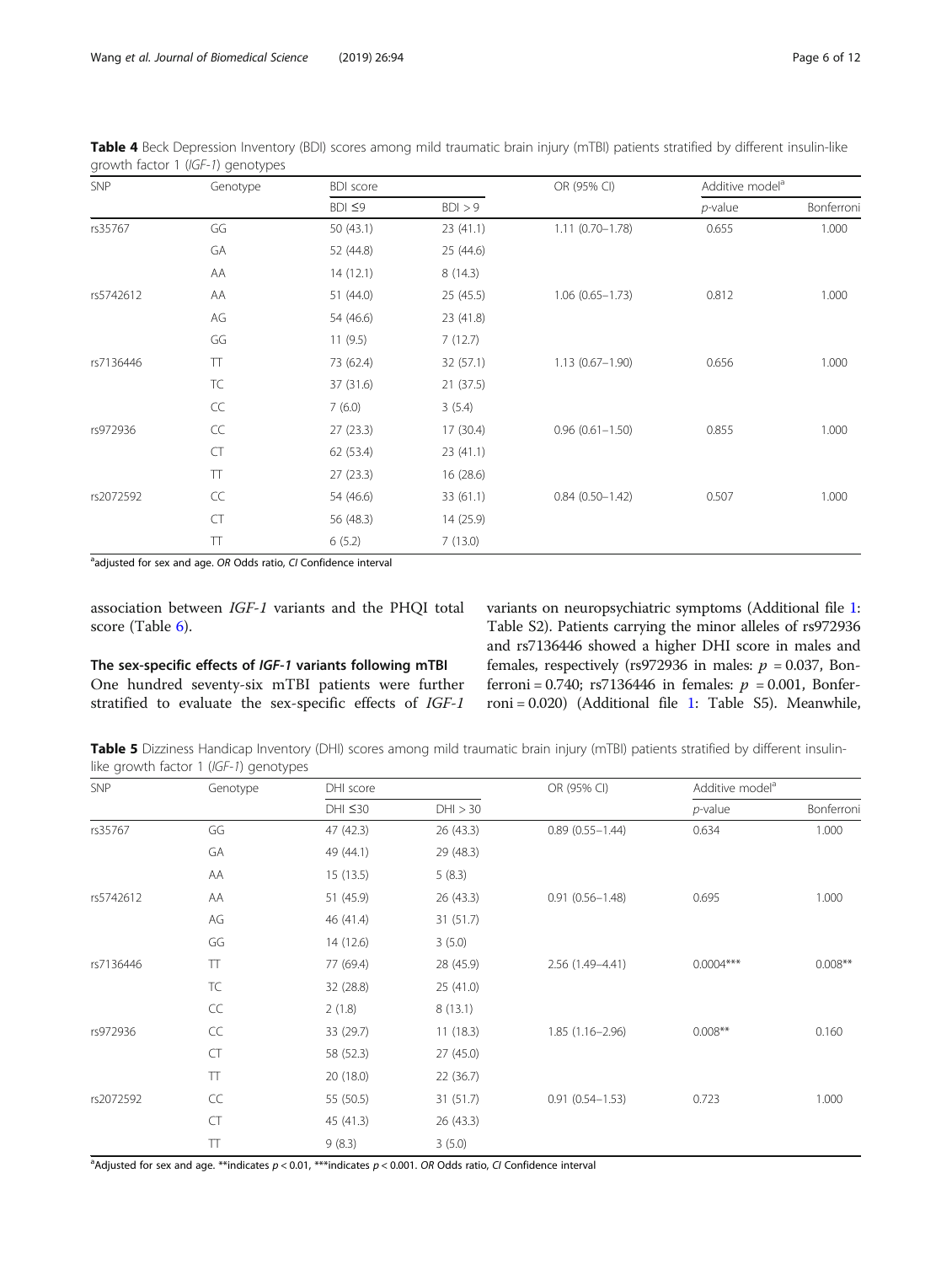**Table 4** Beck Depression Inventory (BDI) scores among mild traumatic brain injury (mTBI) patients stratified by different insulin-like growth factor 1 (*IGF-1*) genotypes

| SNP | Genotype | BDI score | | OR (95% CI) | Additive model[a] | |
|---|---|---|---|---|---|---|
| | | BDI ≤9 | BDI > 9 | | *p*-value | Bonferroni |
| rs35767 | GG | 50 (43.1) | 23 (41.1) | 1.11 (0.70–1.78) | 0.655 | 1.000 |
| | GA | 52 (44.8) | 25 (44.6) | | | |
| | AA | 14 (12.1) | 8 (14.3) | | | |
| rs5742612 | AA | 51 (44.0) | 25 (45.5) | 1.06 (0.65–1.73) | 0.812 | 1.000 |
| | AG | 54 (46.6) | 23 (41.8) | | | |
| | GG | 11 (9.5) | 7 (12.7) | | | |
| rs7136446 | TT | 73 (62.4) | 32 (57.1) | 1.13 (0.67–1.90) | 0.656 | 1.000 |
| | TC | 37 (31.6) | 21 (37.5) | | | |
| | CC | 7 (6.0) | 3 (5.4) | | | |
| rs972936 | CC | 27 (23.3) | 17 (30.4) | 0.96 (0.61–1.50) | 0.855 | 1.000 |
| | CT | 62 (53.4) | 23 (41.1) | | | |
| | TT | 27 (23.3) | 16 (28.6) | | | |
| rs2072592 | CC | 54 (46.6) | 33 (61.1) | 0.84 (0.50–1.42) | 0.507 | 1.000 |
| | CT | 56 (48.3) | 14 (25.9) | | | |
| | TT | 6 (5.2) | 7 (13.0) | | | |

[a]adjusted for sex and age. *OR* Odds ratio, *CI* Confidence interval

association between *IGF-1* variants and the PHQI total score (Table 6).

### The sex-specific effects of *IGF-1* variants following mTBI

One hundred seventy-six mTBI patients were further stratified to evaluate the sex-specific effects of *IGF-1* variants on neuropsychiatric symptoms (Additional file 1: Table S2). Patients carrying the minor alleles of rs972936 and rs7136446 showed a higher DHI score in males and females, respectively (rs972936 in males: $p = 0.037$, Bonferroni = 0.740; rs7136446 in females: $p = 0.001$, Bonferroni = 0.020) (Additional file 1: Table S5). Meanwhile,

**Table 5** Dizziness Handicap Inventory (DHI) scores among mild traumatic brain injury (mTBI) patients stratified by different insulin-like growth factor 1 (*IGF-1*) genotypes

| SNP | Genotype | DHI score | | OR (95% CI) | Additive model[a] | |
|---|---|---|---|---|---|---|
| | | DHI ≤30 | DHI > 30 | | *p*-value | Bonferroni |
| rs35767 | GG | 47 (42.3) | 26 (43.3) | 0.89 (0.55–1.44) | 0.634 | 1.000 |
| | GA | 49 (44.1) | 29 (48.3) | | | |
| | AA | 15 (13.5) | 5 (8.3) | | | |
| rs5742612 | AA | 51 (45.9) | 26 (43.3) | 0.91 (0.56–1.48) | 0.695 | 1.000 |
| | AG | 46 (41.4) | 31 (51.7) | | | |
| | GG | 14 (12.6) | 3 (5.0) | | | |
| rs7136446 | TT | 77 (69.4) | 28 (45.9) | 2.56 (1.49–4.41) | 0.0004*** | 0.008** |
| | TC | 32 (28.8) | 25 (41.0) | | | |
| | CC | 2 (1.8) | 8 (13.1) | | | |
| rs972936 | CC | 33 (29.7) | 11 (18.3) | 1.85 (1.16–2.96) | 0.008** | 0.160 |
| | CT | 58 (52.3) | 27 (45.0) | | | |
| | TT | 20 (18.0) | 22 (36.7) | | | |
| rs2072592 | CC | 55 (50.5) | 31 (51.7) | 0.91 (0.54–1.53) | 0.723 | 1.000 |
| | CT | 45 (41.3) | 26 (43.3) | | | |
| | TT | 9 (8.3) | 3 (5.0) | | | |

[a]Adjusted for sex and age. **indicates $p < 0.01$, ***indicates $p < 0.001$. *OR* Odds ratio, *CI* Confidence interval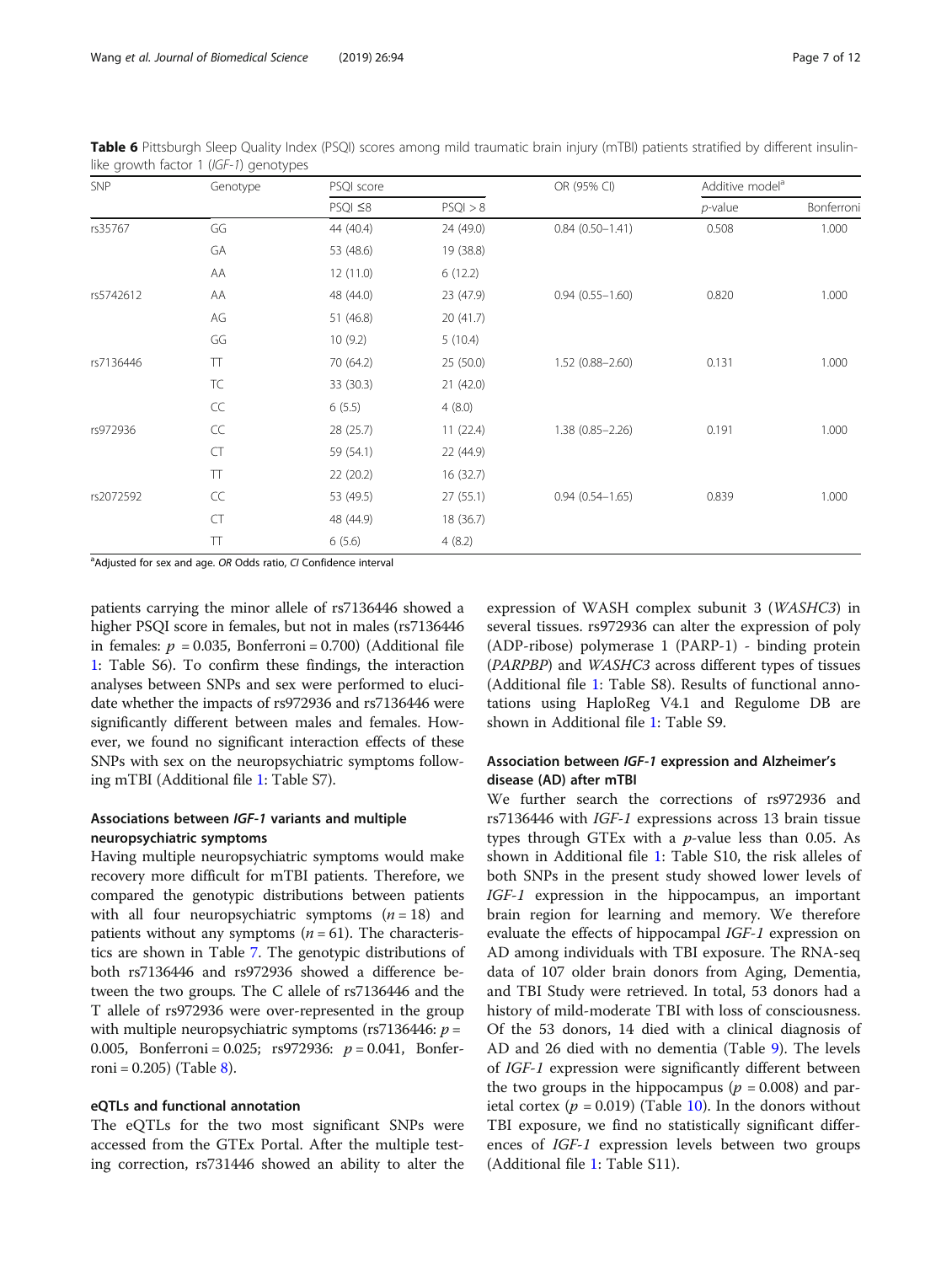**Table 6** Pittsburgh Sleep Quality Index (PSQI) scores among mild traumatic brain injury (mTBI) patients stratified by different insulin-like growth factor 1 (*IGF-1*) genotypes

| SNP | Genotype | PSQI score | | OR (95% CI) | Additive model[a] | |
|---|---|---|---|---|---|---|
| | | PSQI ≤8 | PSQI > 8 | | *p*-value | Bonferroni |
| rs35767 | GG | 44 (40.4) | 24 (49.0) | 0.84 (0.50–1.41) | 0.508 | 1.000 |
| | GA | 53 (48.6) | 19 (38.8) | | | |
| | AA | 12 (11.0) | 6 (12.2) | | | |
| rs5742612 | AA | 48 (44.0) | 23 (47.9) | 0.94 (0.55–1.60) | 0.820 | 1.000 |
| | AG | 51 (46.8) | 20 (41.7) | | | |
| | GG | 10 (9.2) | 5 (10.4) | | | |
| rs7136446 | TT | 70 (64.2) | 25 (50.0) | 1.52 (0.88–2.60) | 0.131 | 1.000 |
| | TC | 33 (30.3) | 21 (42.0) | | | |
| | CC | 6 (5.5) | 4 (8.0) | | | |
| rs972936 | CC | 28 (25.7) | 11 (22.4) | 1.38 (0.85–2.26) | 0.191 | 1.000 |
| | CT | 59 (54.1) | 22 (44.9) | | | |
| | TT | 22 (20.2) | 16 (32.7) | | | |
| rs2072592 | CC | 53 (49.5) | 27 (55.1) | 0.94 (0.54–1.65) | 0.839 | 1.000 |
| | CT | 48 (44.9) | 18 (36.7) | | | |
| | TT | 6 (5.6) | 4 (8.2) | | | |

[a]Adjusted for sex and age. *OR* Odds ratio, *CI* Confidence interval

patients carrying the minor allele of rs7136446 showed a higher PSQI score in females, but not in males (rs7136446 in females: $p = 0.035$, Bonferroni = 0.700) (Additional file 1: Table S6). To confirm these findings, the interaction analyses between SNPs and sex were performed to elucidate whether the impacts of rs972936 and rs7136446 were significantly different between males and females. However, we found no significant interaction effects of these SNPs with sex on the neuropsychiatric symptoms following mTBI (Additional file 1: Table S7).

### Associations between *IGF-1* variants and multiple neuropsychiatric symptoms

Having multiple neuropsychiatric symptoms would make recovery more difficult for mTBI patients. Therefore, we compared the genotypic distributions between patients with all four neuropsychiatric symptoms ($n = 18$) and patients without any symptoms ($n = 61$). The characteristics are shown in Table 7. The genotypic distributions of both rs7136446 and rs972936 showed a difference between the two groups. The C allele of rs7136446 and the T allele of rs972936 were over-represented in the group with multiple neuropsychiatric symptoms (rs7136446: $p =$ 0.005, Bonferroni = 0.025; rs972936: $p = 0.041$, Bonferroni = 0.205) (Table 8).

### eQTLs and functional annotation

The eQTLs for the two most significant SNPs were accessed from the GTEx Portal. After the multiple testing correction, rs731446 showed an ability to alter the expression of WASH complex subunit 3 (*WASHC3*) in several tissues. rs972936 can alter the expression of poly (ADP-ribose) polymerase 1 (PARP-1) - binding protein (*PARPBP*) and *WASHC3* across different types of tissues (Additional file 1: Table S8). Results of functional annotations using HaploReg V4.1 and Regulome DB are shown in Additional file 1: Table S9.

### Association between *IGF-1* expression and Alzheimer's disease (AD) after mTBI

We further search the corrections of rs972936 and rs7136446 with *IGF-1* expressions across 13 brain tissue types through GTEx with a *p*-value less than 0.05. As shown in Additional file 1: Table S10, the risk alleles of both SNPs in the present study showed lower levels of *IGF-1* expression in the hippocampus, an important brain region for learning and memory. We therefore evaluate the effects of hippocampal *IGF-1* expression on AD among individuals with TBI exposure. The RNA-seq data of 107 older brain donors from Aging, Dementia, and TBI Study were retrieved. In total, 53 donors had a history of mild-moderate TBI with loss of consciousness. Of the 53 donors, 14 died with a clinical diagnosis of AD and 26 died with no dementia (Table 9). The levels of *IGF-1* expression were significantly different between the two groups in the hippocampus ($p = 0.008$) and parietal cortex ($p = 0.019$) (Table 10). In the donors without TBI exposure, we find no statistically significant differences of *IGF-1* expression levels between two groups (Additional file 1: Table S11).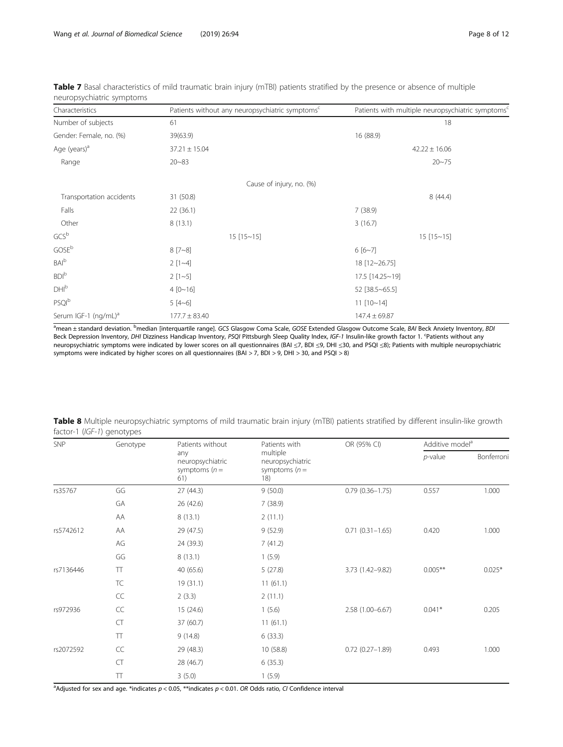**Table 7** Basal characteristics of mild traumatic brain injury (mTBI) patients stratified by the presence or absence of multiple neuropsychiatric symptoms

| Characteristics | Patients without any neuropsychiatric symptoms[c] | Patients with multiple neuropsychiatric symptoms[c] |
|---|---|---|
| Number of subjects | 61 | 18 |
| Gender: Female, no. (%) | 39(63.9) | 16 (88.9) |
| Age (years)[a] | 37.21 ± 15.04 | 42.22 ± 16.06 |
| Range | 20~83 | 20~75 |
| Cause of injury, no. (%) | | |
| Transportation accidents | 31 (50.8) | 8 (44.4) |
| Falls | 22 (36.1) | 7 (38.9) |
| Other | 8 (13.1) | 3 (16.7) |
| GCS[b] | 15 [15~15] | 15 [15~15] |
| GOSE[b] | 8 [7~8] | 6 [6~7] |
| BAI[b] | 2 [1~4] | 18 [12~26.75] |
| BDI[b] | 2 [1~5] | 17.5 [14.25~19] |
| DHI[b] | 4 [0~16] | 52 [38.5~65.5] |
| PSQI[b] | 5 [4~6] | 11 [10~14] |
| Serum IGF-1 (ng/mL)[a] | 177.7 ± 83.40 | 147.4 ± 69.87 |

[a]mean ± standard deviation. [b]median [interquartile range]. *GCS* Glasgow Coma Scale, *GOSE* Extended Glasgow Outcome Scale, *BAI* Beck Anxiety Inventory, *BDI* Beck Depression Inventory, *DHI* Dizziness Handicap Inventory, *PSQI* Pittsburgh Sleep Quality Index, *IGF-1* Insulin-like growth factor 1. [c]Patients without any neuropsychiatric symptoms were indicated by lower scores on all questionnaires (BAI ≤7, BDI ≤9, DHI ≤30, and PSQI ≤8); Patients with multiple neuropsychiatric symptoms were indicated by higher scores on all questionnaires (BAI > 7, BDI > 9, DHI > 30, and PSQI > 8)

**Table 8** Multiple neuropsychiatric symptoms of mild traumatic brain injury (mTBI) patients stratified by different insulin-like growth factor-1 (*IGF-1*) genotypes

| SNP | Genotype | Patients without any neuropsychiatric symptoms ($n = 61$) | Patients with multiple neuropsychiatric symptoms ($n = 18$) | OR (95% CI) | Additive model[a] | |
|---|---|---|---|---|---|---|
| | | | | | *p*-value | Bonferroni |
| rs35767 | GG | 27 (44.3) | 9 (50.0) | 0.79 (0.36–1.75) | 0.557 | 1.000 |
| | GA | 26 (42.6) | 7 (38.9) | | | |
| | AA | 8 (13.1) | 2 (11.1) | | | |
| rs5742612 | AA | 29 (47.5) | 9 (52.9) | 0.71 (0.31–1.65) | 0.420 | 1.000 |
| | AG | 24 (39.3) | 7 (41.2) | | | |
| | GG | 8 (13.1) | 1 (5.9) | | | |
| rs7136446 | TT | 40 (65.6) | 5 (27.8) | 3.73 (1.42–9.82) | 0.005** | 0.025* |
| | TC | 19 (31.1) | 11 (61.1) | | | |
| | CC | 2 (3.3) | 2 (11.1) | | | |
| rs972936 | CC | 15 (24.6) | 1 (5.6) | 2.58 (1.00–6.67) | 0.041* | 0.205 |
| | CT | 37 (60.7) | 11 (61.1) | | | |
| | TT | 9 (14.8) | 6 (33.3) | | | |
| rs2072592 | CC | 29 (48.3) | 10 (58.8) | 0.72 (0.27–1.89) | 0.493 | 1.000 |
| | CT | 28 (46.7) | 6 (35.3) | | | |
| | TT | 3 (5.0) | 1 (5.9) | | | |

[a]Adjusted for sex and age. *indicates $p < 0.05$, **indicates $p < 0.01$. *OR* Odds ratio, *CI* Confidence interval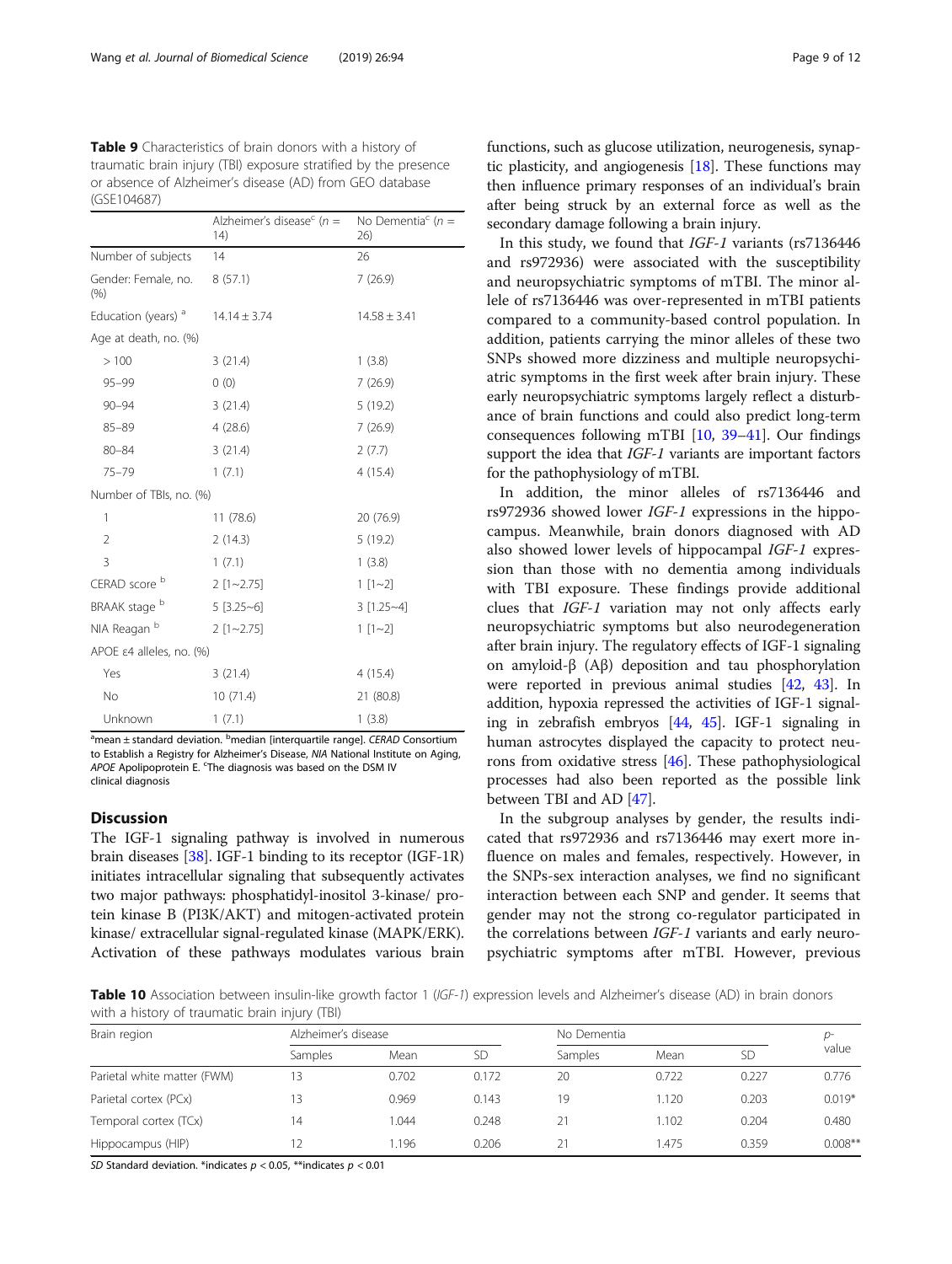**Table 9** Characteristics of brain donors with a history of traumatic brain injury (TBI) exposure stratified by the presence or absence of Alzheimer's disease (AD) from GEO database (GSE104687)

| | Alzheimer's disease[c] (n = 14) | No Dementia[c] (n = 26) |
|---|---|---|
| Number of subjects | 14 | 26 |
| Gender: Female, no. (%) | 8 (57.1) | 7 (26.9) |
| Education (years) [a] | 14.14 ± 3.74 | 14.58 ± 3.41 |
| Age at death, no. (%) | | |
| > 100 | 3 (21.4) | 1 (3.8) |
| 95–99 | 0 (0) | 7 (26.9) |
| 90–94 | 3 (21.4) | 5 (19.2) |
| 85–89 | 4 (28.6) | 7 (26.9) |
| 80–84 | 3 (21.4) | 2 (7.7) |
| 75–79 | 1 (7.1) | 4 (15.4) |
| Number of TBIs, no. (%) | | |
| 1 | 11 (78.6) | 20 (76.9) |
| 2 | 2 (14.3) | 5 (19.2) |
| 3 | 1 (7.1) | 1 (3.8) |
| CERAD score [b] | 2 [1~2.75] | 1 [1~2] |
| BRAAK stage [b] | 5 [3.25~6] | 3 [1.25~4] |
| NIA Reagan [b] | 2 [1~2.75] | 1 [1~2] |
| APOE ε4 alleles, no. (%) | | |
| Yes | 3 (21.4) | 4 (15.4) |
| No | 10 (71.4) | 21 (80.8) |
| Unknown | 1 (7.1) | 1 (3.8) |

[a]mean ± standard deviation. [b]median [interquartile range]. *CERAD* Consortium to Establish a Registry for Alzheimer's Disease, *NIA* National Institute on Aging, *APOE* Apolipoprotein E. [c]The diagnosis was based on the DSM IV clinical diagnosis

## Discussion

The IGF-1 signaling pathway is involved in numerous brain diseases [38]. IGF-1 binding to its receptor (IGF-1R) initiates intracellular signaling that subsequently activates two major pathways: phosphatidyl-inositol 3-kinase/ protein kinase B (PI3K/AKT) and mitogen-activated protein kinase/ extracellular signal-regulated kinase (MAPK/ERK). Activation of these pathways modulates various brain functions, such as glucose utilization, neurogenesis, synaptic plasticity, and angiogenesis [18]. These functions may then influence primary responses of an individual's brain after being struck by an external force as well as the secondary damage following a brain injury.

In this study, we found that *IGF-1* variants (rs7136446 and rs972936) were associated with the susceptibility and neuropsychiatric symptoms of mTBI. The minor allele of rs7136446 was over-represented in mTBI patients compared to a community-based control population. In addition, patients carrying the minor alleles of these two SNPs showed more dizziness and multiple neuropsychiatric symptoms in the first week after brain injury. These early neuropsychiatric symptoms largely reflect a disturbance of brain functions and could also predict long-term consequences following mTBI [10, 39–41]. Our findings support the idea that *IGF-1* variants are important factors for the pathophysiology of mTBI.

In addition, the minor alleles of rs7136446 and rs972936 showed lower *IGF-1* expressions in the hippocampus. Meanwhile, brain donors diagnosed with AD also showed lower levels of hippocampal *IGF-1* expression than those with no dementia among individuals with TBI exposure. These findings provide additional clues that *IGF-1* variation may not only affects early neuropsychiatric symptoms but also neurodegeneration after brain injury. The regulatory effects of IGF-1 signaling on amyloid-β (Aβ) deposition and tau phosphorylation were reported in previous animal studies [42, 43]. In addition, hypoxia repressed the activities of IGF-1 signaling in zebrafish embryos [44, 45]. IGF-1 signaling in human astrocytes displayed the capacity to protect neurons from oxidative stress [46]. These pathophysiological processes had also been reported as the possible link between TBI and AD [47].

In the subgroup analyses by gender, the results indicated that rs972936 and rs7136446 may exert more influence on males and females, respectively. However, in the SNPs-sex interaction analyses, we find no significant interaction between each SNP and gender. It seems that gender may not the strong co-regulator participated in the correlations between *IGF-1* variants and early neuropsychiatric symptoms after mTBI. However, previous

**Table 10** Association between insulin-like growth factor 1 (*IGF-1*) expression levels and Alzheimer's disease (AD) in brain donors with a history of traumatic brain injury (TBI)

| Brain region | Alzheimer's disease | | | No Dementia | | | p-value |
|---|---|---|---|---|---|---|---|
| | Samples | Mean | SD | Samples | Mean | SD | |
| Parietal white matter (FWM) | 13 | 0.702 | 0.172 | 20 | 0.722 | 0.227 | 0.776 |
| Parietal cortex (PCx) | 13 | 0.969 | 0.143 | 19 | 1.120 | 0.203 | 0.019* |
| Temporal cortex (TCx) | 14 | 1.044 | 0.248 | 21 | 1.102 | 0.204 | 0.480 |
| Hippocampus (HIP) | 12 | 1.196 | 0.206 | 21 | 1.475 | 0.359 | 0.008** |

*SD* Standard deviation. *indicates $p < 0.05$, **indicates $p < 0.01$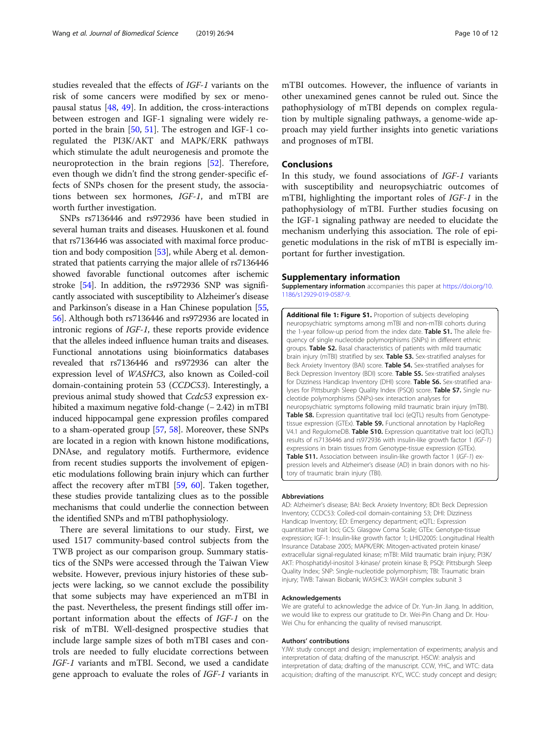studies revealed that the effects of *IGF-1* variants on the risk of some cancers were modified by sex or menopausal status [48, 49]. In addition, the cross-interactions between estrogen and IGF-1 signaling were widely reported in the brain [50, 51]. The estrogen and IGF-1 coregulated the PI3K/AKT and MAPK/ERK pathways which stimulate the adult neurogenesis and promote the neuroprotection in the brain regions [52]. Therefore, even though we didn't find the strong gender-specific effects of SNPs chosen for the present study, the associations between sex hormones, *IGF-1*, and mTBI are worth further investigation.

SNPs rs7136446 and rs972936 have been studied in several human traits and diseases. Huuskonen et al. found that rs7136446 was associated with maximal force production and body composition [53], while Aberg et al. demonstrated that patients carrying the major allele of rs7136446 showed favorable functional outcomes after ischemic stroke [54]. In addition, the rs972936 SNP was significantly associated with susceptibility to Alzheimer's disease and Parkinson's disease in a Han Chinese population [55, 56]. Although both rs7136446 and rs972936 are located in intronic regions of *IGF-1*, these reports provide evidence that the alleles indeed influence human traits and diseases. Functional annotations using bioinformatics databases revealed that rs7136446 and rs972936 can alter the expression level of *WASHC3*, also known as Coiled-coil domain-containing protein 53 (*CCDC53*). Interestingly, a previous animal study showed that *Ccdc53* expression exhibited a maximum negative fold-change (− 2.42) in mTBI induced hippocampal gene expression profiles compared to a sham-operated group [57, 58]. Moreover, these SNPs are located in a region with known histone modifications, DNAse, and regulatory motifs. Furthermore, evidence from recent studies supports the involvement of epigenetic modulations following brain injury which can further affect the recovery after mTBI [59, 60]. Taken together, these studies provide tantalizing clues as to the possible mechanisms that could underlie the connection between the identified SNPs and mTBI pathophysiology.

There are several limitations to our study. First, we used 1517 community-based control subjects from the TWB project as our comparison group. Summary statistics of the SNPs were accessed through the Taiwan View website. However, previous injury histories of these subjects were lacking, so we cannot exclude the possibility that some subjects may have experienced an mTBI in the past. Nevertheless, the present findings still offer important information about the effects of *IGF-1* on the risk of mTBI. Well-designed prospective studies that include large sample sizes of both mTBI cases and controls are needed to fully elucidate corrections between *IGF-1* variants and mTBI. Second, we used a candidate gene approach to evaluate the roles of *IGF-1* variants in mTBI outcomes. However, the influence of variants in other unexamined genes cannot be ruled out. Since the pathophysiology of mTBI depends on complex regulation by multiple signaling pathways, a genome-wide approach may yield further insights into genetic variations and prognoses of mTBI.

## Conclusions

In this study, we found associations of *IGF-1* variants with susceptibility and neuropsychiatric outcomes of mTBI, highlighting the important roles of *IGF-1* in the pathophysiology of mTBI. Further studies focusing on the IGF-1 signaling pathway are needed to elucidate the mechanism underlying this association. The role of epigenetic modulations in the risk of mTBI is especially important for further investigation.

## Supplementary information

**Supplementary information** accompanies this paper at https://doi.org/10.1186/s12929-019-0587-9.

**Additional file 1: Figure S1.** Proportion of subjects developing neuropsychiatric symptoms among mTBI and non-mTBI cohorts during the 1-year follow-up period from the index date. **Table S1.** The allele frequency of single nucleotide polymorphisms (SNPs) in different ethnic groups. **Table S2.** Basal characteristics of patients with mild traumatic brain injury (mTBI) stratified by sex. **Table S3.** Sex-stratified analyses for Beck Anxiety Inventory (BAI) score. **Table S4.** Sex-stratified analyses for Beck Depression Inventory (BDI) score. **Table S5.** Sex-stratified analyses for Dizziness Handicap Inventory (DHI) score. **Table S6.** Sex-stratified analyses for Pittsburgh Sleep Quality Index (PSQI) score. **Table S7.** Single nucleotide polymorphisms (SNPs)-sex interaction analyses for neuropsychiatric symptoms following mild traumatic brain injury (mTBI). **Table S8.** Expression quantitative trait loci (eQTL) results from Genotype-tissue expression (GTEx). **Table S9.** Functional annotation by HaploReg V4.1 and RegulomeDB. **Table S10.** Expression quantitative trait loci (eQTL) results of rs7136446 and rs972936 with insulin-like growth factor 1 *(IGF-1)* expressions in brain tissues from Genotype-tissue expression (GTEx). **Table S11.** Association between insulin-like growth factor 1 (*IGF-1*) expression levels and Alzheimer's disease (AD) in brain donors with no history of traumatic brain injury (TBI).

### Abbreviations

AD: Alzheimer's disease; BAI: Beck Anxiety Inventory; BDI: Beck Depression Inventory; CCDC53: Coiled-coil domain-containing 53; DHI: Dizziness Handicap Inventory; ED: Emergency department; eQTL: Expression quantitative trait loci; GCS: Glasgow Coma Scale; GTEx: Genotype-tissue expression; IGF-1: Insulin-like growth factor 1; LHID2005: Longitudinal Health Insurance Database 2005; MAPK/ERK: Mitogen-activated protein kinase/extracellular signal-regulated kinase; mTBI: Mild traumatic brain injury; PI3K/AKT: Phosphatidyl-inositol 3-kinase/ protein kinase B; PSQI: Pittsburgh Sleep Quality Index; SNP: Single-nucleotide polymorphism; TBI: Traumatic brain injury; TWB: Taiwan Biobank; WASHC3: WASH complex subunit 3

### Acknowledgements

We are grateful to acknowledge the advice of Dr. Yun-Jin Jiang. In addition, we would like to express our gratitude to Dr. Wei-Pin Chang and Dr. Hou-Wei Chu for enhancing the quality of revised manuscript.

### Authors' contributions

YJW: study concept and design; implementation of experiments; analysis and interpretation of data; drafting of the manuscript. HSCW: analysis and interpretation of data; drafting of the manuscript. CCW, YHC, and WTC: data acquisition; drafting of the manuscript. KYC, WCC: study concept and design;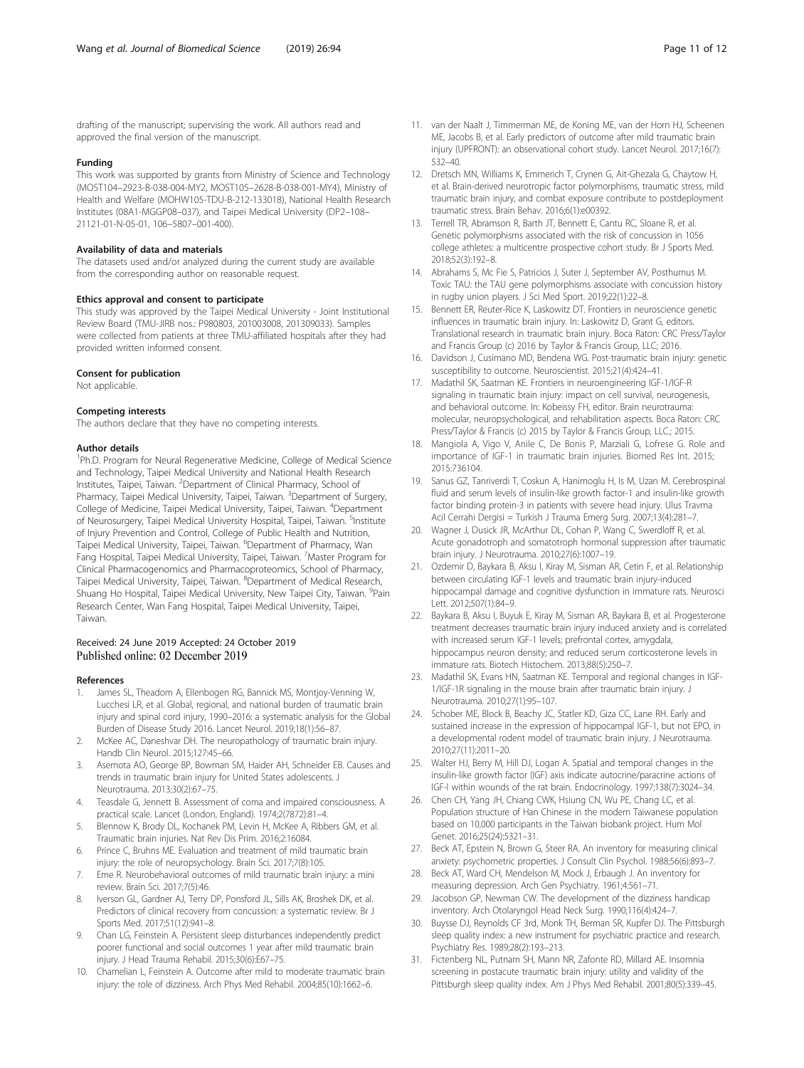drafting of the manuscript; supervising the work. All authors read and approved the final version of the manuscript.

#### Funding

This work was supported by grants from Ministry of Science and Technology (MOST104–2923-B-038-004-MY2, MOST105–2628-B-038-001-MY4), Ministry of Health and Welfare (MOHW105-TDU-B-212-133018), National Health Research Institutes (08A1-MGGP08–037), and Taipei Medical University (DP2–108–21121-01-N-05-01, 106–5807–001-400).

#### Availability of data and materials

The datasets used and/or analyzed during the current study are available from the corresponding author on reasonable request.

#### Ethics approval and consent to participate

This study was approved by the Taipei Medical University - Joint Institutional Review Board (TMU-JIRB nos.: P980803, 201003008, 201309033). Samples were collected from patients at three TMU-affiliated hospitals after they had provided written informed consent.

#### Consent for publication

Not applicable.

#### Competing interests

The authors declare that they have no competing interests.

#### Author details

[1]Ph.D. Program for Neural Regenerative Medicine, College of Medical Science and Technology, Taipei Medical University and National Health Research Institutes, Taipei, Taiwan. [2]Department of Clinical Pharmacy, School of Pharmacy, Taipei Medical University, Taipei, Taiwan. [3]Department of Surgery, College of Medicine, Taipei Medical University, Taipei, Taiwan. [4]Department of Neurosurgery, Taipei Medical University Hospital, Taipei, Taiwan. [5]Institute of Injury Prevention and Control, College of Public Health and Nutrition, Taipei Medical University, Taipei, Taiwan. [6]Department of Pharmacy, Wan Fang Hospital, Taipei Medical University, Taipei, Taiwan. [7]Master Program for Clinical Pharmacogenomics and Pharmacoproteomics, School of Pharmacy, Taipei Medical University, Taipei, Taiwan. [8]Department of Medical Research, Shuang Ho Hospital, Taipei Medical University, New Taipei City, Taiwan. [9]Pain Research Center, Wan Fang Hospital, Taipei Medical University, Taipei, Taiwan.

Received: 24 June 2019 Accepted: 24 October 2019
Published online: 02 December 2019

#### References

1. James SL, Theadom A, Ellenbogen RG, Bannick MS, Montjoy-Venning W, Lucchesi LR, et al. Global, regional, and national burden of traumatic brain injury and spinal cord injury, 1990–2016: a systematic analysis for the Global Burden of Disease Study 2016. Lancet Neurol. 2019;18(1):56–87.
2. McKee AC, Daneshvar DH. The neuropathology of traumatic brain injury. Handb Clin Neurol. 2015;127:45–66.
3. Asemota AO, George BP, Bowman SM, Haider AH, Schneider EB. Causes and trends in traumatic brain injury for United States adolescents. J Neurotrauma. 2013;30(2):67–75.
4. Teasdale G, Jennett B. Assessment of coma and impaired consciousness. A practical scale. Lancet (London, England). 1974;2(7872):81–4.
5. Blennow K, Brody DL, Kochanek PM, Levin H, McKee A, Ribbers GM, et al. Traumatic brain injuries. Nat Rev Dis Prim. 2016;2:16084.
6. Prince C, Bruhns ME. Evaluation and treatment of mild traumatic brain injury: the role of neuropsychology. Brain Sci. 2017;7(8):105.
7. Eme R. Neurobehavioral outcomes of mild traumatic brain injury: a mini review. Brain Sci. 2017;7(5):46.
8. Iverson GL, Gardner AJ, Terry DP, Ponsford JL, Sills AK, Broshek DK, et al. Predictors of clinical recovery from concussion: a systematic review. Br J Sports Med. 2017;51(12):941–8.
9. Chan LG, Feinstein A. Persistent sleep disturbances independently predict poorer functional and social outcomes 1 year after mild traumatic brain injury. J Head Trauma Rehabil. 2015;30(6):E67–75.
10. Chamelian L, Feinstein A. Outcome after mild to moderate traumatic brain injury: the role of dizziness. Arch Phys Med Rehabil. 2004;85(10):1662–6.
11. van der Naalt J, Timmerman ME, de Koning ME, van der Horn HJ, Scheenen ME, Jacobs B, et al. Early predictors of outcome after mild traumatic brain injury (UPFRONT): an observational cohort study. Lancet Neurol. 2017;16(7):532–40.
12. Dretsch MN, Williams K, Emmerich T, Crynen G, Ait-Ghezala G, Chaytow H, et al. Brain-derived neurotropic factor polymorphisms, traumatic stress, mild traumatic brain injury, and combat exposure contribute to postdeployment traumatic stress. Brain Behav. 2016;6(1):e00392.
13. Terrell TR, Abramson R, Barth JT, Bennett E, Cantu RC, Sloane R, et al. Genetic polymorphisms associated with the risk of concussion in 1056 college athletes: a multicentre prospective cohort study. Br J Sports Med. 2018;52(3):192–8.
14. Abrahams S, Mc Fie S, Patricios J, Suter J, September AV, Posthumus M. Toxic TAU: the TAU gene polymorphisms associate with concussion history in rugby union players. J Sci Med Sport. 2019;22(1):22–8.
15. Bennett ER, Reuter-Rice K, Laskowitz DT. Frontiers in neuroscience genetic influences in traumatic brain injury. In: Laskowitz D, Grant G, editors. Translational research in traumatic brain injury. Boca Raton: CRC Press/Taylor and Francis Group (c) 2016 by Taylor & Francis Group, LLC; 2016.
16. Davidson J, Cusimano MD, Bendena WG. Post-traumatic brain injury: genetic susceptibility to outcome. Neuroscientist. 2015;21(4):424–41.
17. Madathil SK, Saatman KE. Frontiers in neuroengineering IGF-1/IGF-R signaling in traumatic brain injury: impact on cell survival, neurogenesis, and behavioral outcome. In: Kobeissy FH, editor. Brain neurotrauma: molecular, neuropsychological, and rehabilitation aspects. Boca Raton: CRC Press/Taylor & Francis (c) 2015 by Taylor & Francis Group, LLC.; 2015.
18. Mangiola A, Vigo V, Anile C, De Bonis P, Marziali G, Lofrese G. Role and importance of IGF-1 in traumatic brain injuries. Biomed Res Int. 2015; 2015:736104.
19. Sanus GZ, Tanriverdi T, Coskun A, Hanimoglu H, Is M, Uzan M. Cerebrospinal fluid and serum levels of insulin-like growth factor-1 and insulin-like growth factor binding protein-3 in patients with severe head injury. Ulus Travma Acil Cerrahi Dergisi = Turkish J Trauma Emerg Surg. 2007;13(4):281–7.
20. Wagner J, Dusick JR, McArthur DL, Cohan P, Wang C, Swerdloff R, et al. Acute gonadotroph and somatotroph hormonal suppression after traumatic brain injury. J Neurotrauma. 2010;27(6):1007–19.
21. Ozdemir D, Baykara B, Aksu I, Kiray M, Sisman AR, Cetin F, et al. Relationship between circulating IGF-1 levels and traumatic brain injury-induced hippocampal damage and cognitive dysfunction in immature rats. Neurosci Lett. 2012;507(1):84–9.
22. Baykara B, Aksu I, Buyuk E, Kiray M, Sisman AR, Baykara B, et al. Progesterone treatment decreases traumatic brain injury induced anxiety and is correlated with increased serum IGF-1 levels; prefrontal cortex, amygdala, hippocampus neuron density; and reduced serum corticosterone levels in immature rats. Biotech Histochem. 2013;88(5):250–7.
23. Madathil SK, Evans HN, Saatman KE. Temporal and regional changes in IGF-1/IGF-1R signaling in the mouse brain after traumatic brain injury. J Neurotrauma. 2010;27(1):95–107.
24. Schober ME, Block B, Beachy JC, Statler KD, Giza CC, Lane RH. Early and sustained increase in the expression of hippocampal IGF-1, but not EPO, in a developmental rodent model of traumatic brain injury. J Neurotrauma. 2010;27(11):2011–20.
25. Walter HJ, Berry M, Hill DJ, Logan A. Spatial and temporal changes in the insulin-like growth factor (IGF) axis indicate autocrine/paracrine actions of IGF-I within wounds of the rat brain. Endocrinology. 1997;138(7):3024–34.
26. Chen CH, Yang JH, Chiang CWK, Hsiung CN, Wu PE, Chang LC, et al. Population structure of Han Chinese in the modern Taiwanese population based on 10,000 participants in the Taiwan biobank project. Hum Mol Genet. 2016;25(24):5321–31.
27. Beck AT, Epstein N, Brown G, Steer RA. An inventory for measuring clinical anxiety: psychometric properties. J Consult Clin Psychol. 1988;56(6):893–7.
28. Beck AT, Ward CH, Mendelson M, Mock J, Erbaugh J. An inventory for measuring depression. Arch Gen Psychiatry. 1961;4:561–71.
29. Jacobson GP, Newman CW. The development of the dizziness handicap inventory. Arch Otolaryngol Head Neck Surg. 1990;116(4):424–7.
30. Buysse DJ, Reynolds CF 3rd, Monk TH, Berman SR, Kupfer DJ. The Pittsburgh sleep quality index: a new instrument for psychiatric practice and research. Psychiatry Res. 1989;28(2):193–213.
31. Fictenberg NL, Putnam SH, Mann NR, Zafonte RD, Millard AE. Insomnia screening in postacute traumatic brain injury: utility and validity of the Pittsburgh sleep quality index. Am J Phys Med Rehabil. 2001;80(5):339–45.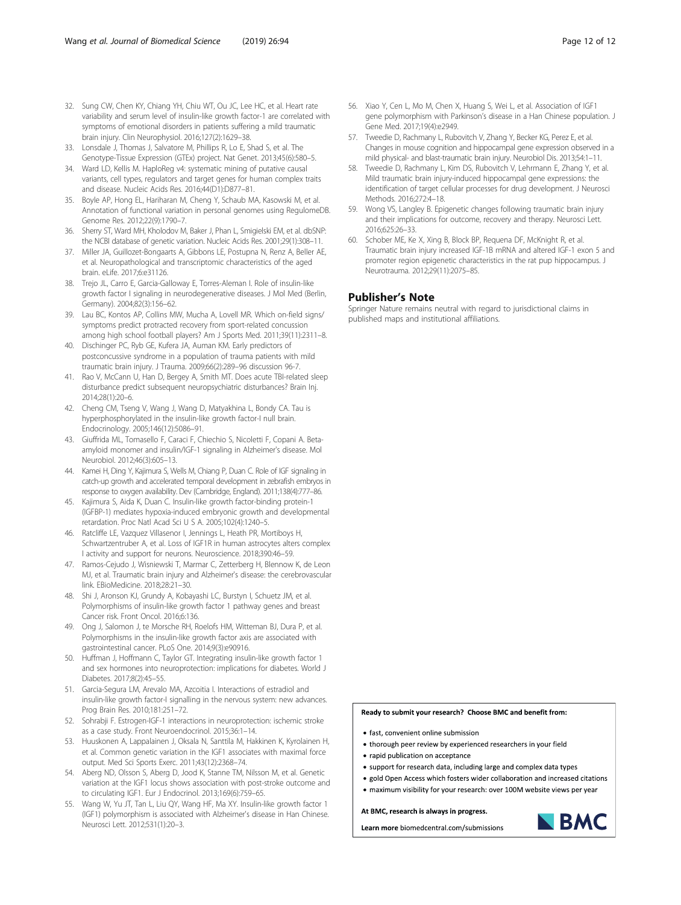32. Sung CW, Chen KY, Chiang YH, Chiu WT, Ou JC, Lee HC, et al. Heart rate variability and serum level of insulin-like growth factor-1 are correlated with symptoms of emotional disorders in patients suffering a mild traumatic brain injury. Clin Neurophysiol. 2016;127(2):1629–38.
33. Lonsdale J, Thomas J, Salvatore M, Phillips R, Lo E, Shad S, et al. The Genotype-Tissue Expression (GTEx) project. Nat Genet. 2013;45(6):580–5.
34. Ward LD, Kellis M. HaploReg v4: systematic mining of putative causal variants, cell types, regulators and target genes for human complex traits and disease. Nucleic Acids Res. 2016;44(D1):D877–81.
35. Boyle AP, Hong EL, Hariharan M, Cheng Y, Schaub MA, Kasowski M, et al. Annotation of functional variation in personal genomes using RegulomeDB. Genome Res. 2012;22(9):1790–7.
36. Sherry ST, Ward MH, Kholodov M, Baker J, Phan L, Smigielski EM, et al. dbSNP: the NCBI database of genetic variation. Nucleic Acids Res. 2001;29(1):308–11.
37. Miller JA, Guillozet-Bongaarts A, Gibbons LE, Postupna N, Renz A, Beller AE, et al. Neuropathological and transcriptomic characteristics of the aged brain. eLife. 2017;6:e31126.
38. Trejo JL, Carro E, Garcia-Galloway E, Torres-Aleman I. Role of insulin-like growth factor I signaling in neurodegenerative diseases. J Mol Med (Berlin, Germany). 2004;82(3):156–62.
39. Lau BC, Kontos AP, Collins MW, Mucha A, Lovell MR. Which on-field signs/symptoms predict protracted recovery from sport-related concussion among high school football players? Am J Sports Med. 2011;39(11):2311–8.
40. Dischinger PC, Ryb GE, Kufera JA, Auman KM. Early predictors of postconcussive syndrome in a population of trauma patients with mild traumatic brain injury. J Trauma. 2009;66(2):289–96 discussion 96-7.
41. Rao V, McCann U, Han D, Bergey A, Smith MT. Does acute TBI-related sleep disturbance predict subsequent neuropsychiatric disturbances? Brain Inj. 2014;28(1):20–6.
42. Cheng CM, Tseng V, Wang J, Wang D, Matyakhina L, Bondy CA. Tau is hyperphosphorylated in the insulin-like growth factor-I null brain. Endocrinology. 2005;146(12):5086–91.
43. Giuffrida ML, Tomasello F, Caraci F, Chiechio S, Nicoletti F, Copani A. Beta-amyloid monomer and insulin/IGF-1 signaling in Alzheimer's disease. Mol Neurobiol. 2012;46(3):605–13.
44. Kamei H, Ding Y, Kajimura S, Wells M, Chiang P, Duan C. Role of IGF signaling in catch-up growth and accelerated temporal development in zebrafish embryos in response to oxygen availability. Dev (Cambridge, England). 2011;138(4):777–86.
45. Kajimura S, Aida K, Duan C. Insulin-like growth factor-binding protein-1 (IGFBP-1) mediates hypoxia-induced embryonic growth and developmental retardation. Proc Natl Acad Sci U S A. 2005;102(4):1240–5.
46. Ratcliffe LE, Vazquez Villasenor I, Jennings L, Heath PR, Mortiboys H, Schwartzentruber A, et al. Loss of IGF1R in human astrocytes alters complex I activity and support for neurons. Neuroscience. 2018;390:46–59.
47. Ramos-Cejudo J, Wisniewski T, Marmar C, Zetterberg H, Blennow K, de Leon MJ, et al. Traumatic brain injury and Alzheimer's disease: the cerebrovascular link. EBioMedicine. 2018;28:21–30.
48. Shi J, Aronson KJ, Grundy A, Kobayashi LC, Burstyn I, Schuetz JM, et al. Polymorphisms of insulin-like growth factor 1 pathway genes and breast Cancer risk. Front Oncol. 2016;6:136.
49. Ong J, Salomon J, te Morsche RH, Roelofs HM, Witteman BJ, Dura P, et al. Polymorphisms in the insulin-like growth factor axis are associated with gastrointestinal cancer. PLoS One. 2014;9(3):e90916.
50. Huffman J, Hoffmann C, Taylor GT. Integrating insulin-like growth factor 1 and sex hormones into neuroprotection: implications for diabetes. World J Diabetes. 2017;8(2):45–55.
51. Garcia-Segura LM, Arevalo MA, Azcoitia I. Interactions of estradiol and insulin-like growth factor-I signalling in the nervous system: new advances. Prog Brain Res. 2010;181:251–72.
52. Sohrabji F. Estrogen-IGF-1 interactions in neuroprotection: ischemic stroke as a case study. Front Neuroendocrinol. 2015;36:1–14.
53. Huuskonen A, Lappalainen J, Oksala N, Santtila M, Hakkinen K, Kyrolainen H, et al. Common genetic variation in the IGF1 associates with maximal force output. Med Sci Sports Exerc. 2011;43(12):2368–74.
54. Aberg ND, Olsson S, Aberg D, Jood K, Stanne TM, Nilsson M, et al. Genetic variation at the IGF1 locus shows association with post-stroke outcome and to circulating IGF1. Eur J Endocrinol. 2013;169(6):759–65.
55. Wang W, Yu JT, Tan L, Liu QY, Wang HF, Ma XY. Insulin-like growth factor 1 (IGF1) polymorphism is associated with Alzheimer's disease in Han Chinese. Neurosci Lett. 2012;531(1):20–3.
56. Xiao Y, Cen L, Mo M, Chen X, Huang S, Wei L, et al. Association of IGF1 gene polymorphism with Parkinson's disease in a Han Chinese population. J Gene Med. 2017;19(4):e2949.
57. Tweedie D, Rachmany L, Rubovitch V, Zhang Y, Becker KG, Perez E, et al. Changes in mouse cognition and hippocampal gene expression observed in a mild physical- and blast-traumatic brain injury. Neurobiol Dis. 2013;54:1–11.
58. Tweedie D, Rachmany L, Kim DS, Rubovitch V, Lehrmann E, Zhang Y, et al. Mild traumatic brain injury-induced hippocampal gene expressions: the identification of target cellular processes for drug development. J Neurosci Methods. 2016;272:4–18.
59. Wong VS, Langley B. Epigenetic changes following traumatic brain injury and their implications for outcome, recovery and therapy. Neurosci Lett. 2016;625:26–33.
60. Schober ME, Ke X, Xing B, Block BP, Requena DF, McKnight R, et al. Traumatic brain injury increased IGF-1B mRNA and altered IGF-1 exon 5 and promoter region epigenetic characteristics in the rat pup hippocampus. J Neurotrauma. 2012;29(11):2075–85.

## Publisher's Note

Springer Nature remains neutral with regard to jurisdictional claims in published maps and institutional affiliations.

**Ready to submit your research? Choose BMC and benefit from:**

- fast, convenient online submission
- thorough peer review by experienced researchers in your field
- rapid publication on acceptance
- support for research data, including large and complex data types
- gold Open Access which fosters wider collaboration and increased citations
- maximum visibility for your research: over 100M website views per year

**At BMC, research is always in progress.**

**Learn more** biomedcentral.com/submissions

BMC